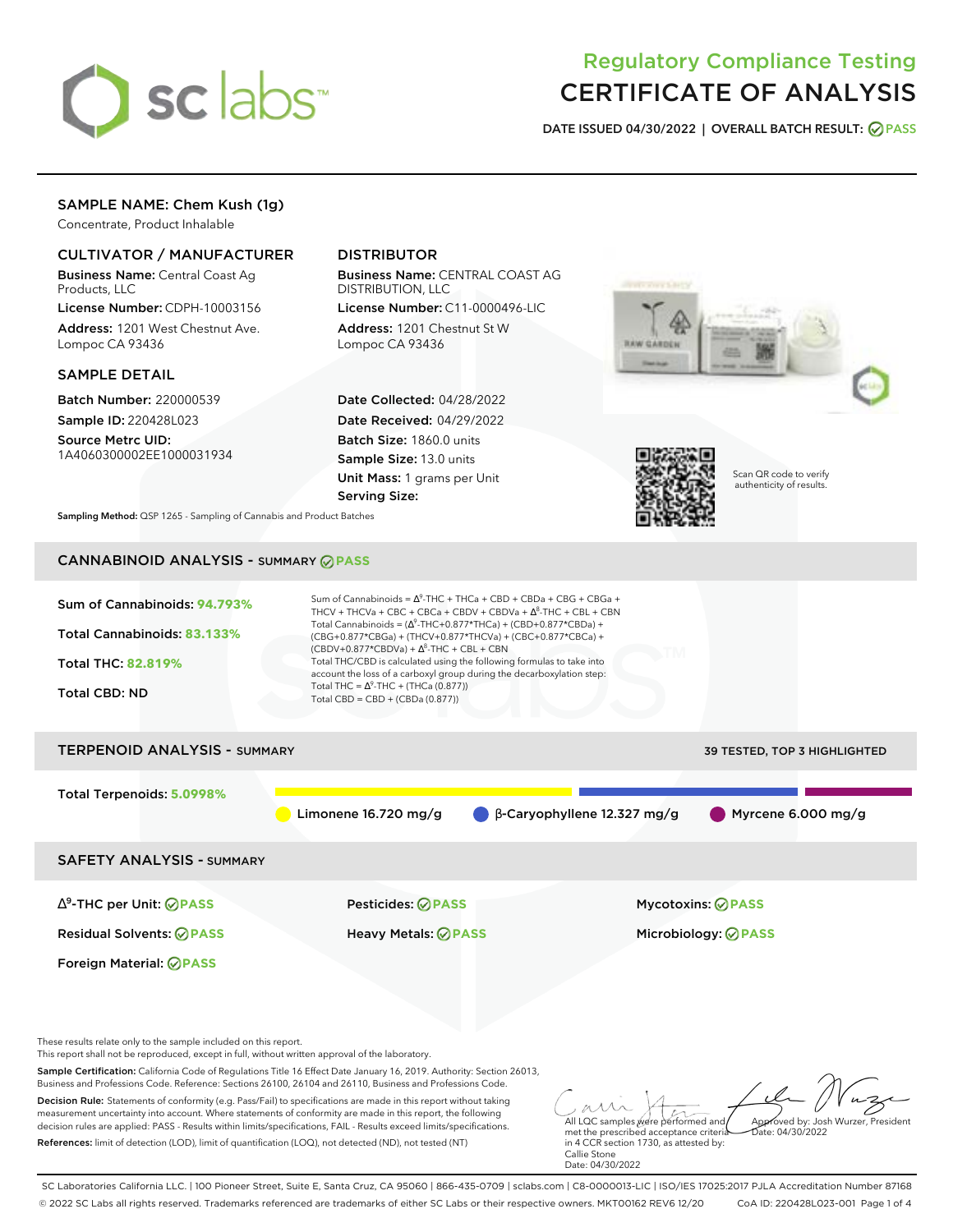# Regulatory Compliance Testing
# CERTIFICATE OF ANALYSIS

**DATE ISSUED 04/30/2022 | OVERALL BATCH RESULT: PASS**

## SAMPLE NAME: Chem Kush (1g)

Concentrate, Product Inhalable

### CULTIVATOR / MANUFACTURER

**Business Name:** Central Coast Ag Products, LLC

**License Number:** CDPH-10003156

**Address:** 1201 West Chestnut Ave. Lompoc CA 93436

### DISTRIBUTOR

**Business Name:** CENTRAL COAST AG DISTRIBUTION, LLC

**License Number:** C11-0000496-LIC

**Address:** 1201 Chestnut St W Lompoc CA 93436

### SAMPLE DETAIL

**Batch Number:** 220000539

**Sample ID:** 220428L023

**Source Metrc UID:** 1A4060300002EE1000031934

**Date Collected:** 04/28/2022

**Date Received:** 04/29/2022

**Batch Size:** 1860.0 units

**Sample Size:** 13.0 units

**Unit Mass:** 1 grams per Unit

**Serving Size:**

Scan QR code to verify authenticity of results.

**Sampling Method:** QSP 1265 - Sampling of Cannabis and Product Batches

## CANNABINOID ANALYSIS - SUMMARY PASS

**Sum of Cannabinoids: 94.793%**

**Total Cannabinoids: 83.133%**

**Total THC: 82.819%**

**Total CBD: ND**

Sum of Cannabinoids = $\Delta^9$-THC + THCa + CBD + CBDa + CBG + CBGa + THCV + THCVa + CBC + CBCa + CBDV + CBDVa + $\Delta^8$-THC + CBL + CBN

Total Cannabinoids = ($\Delta^9$-THC+0.877*THCa) + (CBD+0.877*CBDa) + (CBG+0.877*CBGa) + (THCV+0.877*THCVa) + (CBC+0.877*CBCa) + (CBDV+0.877*CBDVa) + $\Delta^8$-THC + CBL + CBN

Total THC/CBD is calculated using the following formulas to take into account the loss of a carboxyl group during the decarboxylation step:

Total THC = $\Delta^9$-THC + (THCa (0.877))

Total CBD = CBD + (CBDa (0.877))

## TERPENOID ANALYSIS - SUMMARY

39 TESTED, TOP 3 HIGHLIGHTED

**Total Terpenoids: 5.0998%**

Limonene 16.720 mg/g | β-Caryophyllene 12.327 mg/g | Myrcene 6.000 mg/g

## SAFETY ANALYSIS - SUMMARY

| | | |
|---|---|---|
| $\Delta^9$-THC per Unit: PASS | Pesticides: PASS | Mycotoxins: PASS |
| Residual Solvents: PASS | Heavy Metals: PASS | Microbiology: PASS |
| Foreign Material: PASS | | |

These results relate only to the sample included on this report.
This report shall not be reproduced, except in full, without written approval of the laboratory.

**Sample Certification:** California Code of Regulations Title 16 Effect Date January 16, 2019. Authority: Section 26013, Business and Professions Code. Reference: Sections 26100, 26104 and 26110, Business and Professions Code.

**Decision Rule:** Statements of conformity (e.g. Pass/Fail) to specifications are made in this report without taking measurement uncertainty into account. Where statements of conformity are made in this report, the following decision rules are applied: PASS - Results within limits/specifications, FAIL - Results exceed limits/specifications.

**References:** limit of detection (LOD), limit of quantification (LOQ), not detected (ND), not tested (NT)

All LQC samples were performed and met the prescribed acceptance criteria in 4 CCR section 1730, as attested by: Callie Stone Date: 04/30/2022

Approved by: Josh Wurzer, President Date: 04/30/2022

SC Laboratories California LLC. | 100 Pioneer Street, Suite E, Santa Cruz, CA 95060 | 866-435-0709 | sclabs.com | C8-0000013-LIC | ISO/IES 17025:2017 PJLA Accreditation Number 87168
© 2022 SC Labs all rights reserved. Trademarks referenced are trademarks of either SC Labs or their respective owners. MKT00162 REV6 12/20 CoA ID: 220428L023-001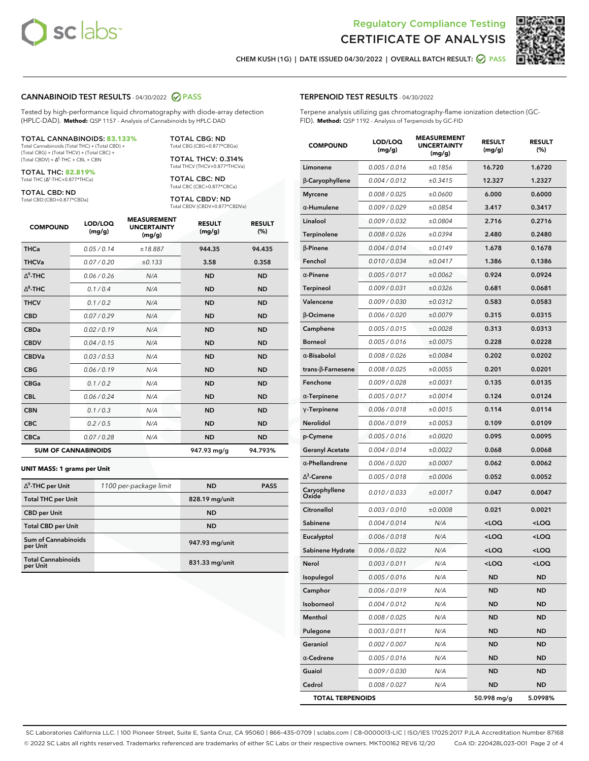# Regulatory Compliance Testing
# CERTIFICATE OF ANALYSIS

CHEM KUSH (1G) | DATE ISSUED 04/30/2022 | OVERALL BATCH RESULT: PASS

## CANNABINOID TEST RESULTS - 04/30/2022 PASS

Tested by high-performance liquid chromatography with diode-array detection (HPLC-DAD). **Method:** QSP 1157 - Analysis of Cannabinoids by HPLC-DAD

**TOTAL CANNABINOIDS: 83.133%**
Total Cannabinoids (Total THC) + (Total CBD) + (Total CBG) + (Total THCV) + (Total CBC) + (Total CBDV) + Δ8-THC + CBL + CBN

**TOTAL THC: 82.819%**
Total THC (Δ9-THC+0.877*THCa)

**TOTAL CBD: ND**
Total CBD (CBD+0.877*CBDa)

**TOTAL CBG: ND**
Total CBG (CBG+0.877*CBGa)

**TOTAL THCV: 0.314%**
Total THCV (THCV+0.877*THCVa)

**TOTAL CBC: ND**
Total CBC (CBC+0.877*CBCa)

**TOTAL CBDV: ND**
Total CBDV (CBDV+0.877*CBDVa)

| COMPOUND | LOD/LOQ (mg/g) | MEASUREMENT UNCERTAINTY (mg/g) | RESULT (mg/g) | RESULT (%) |
|---|---|---|---|---|
| THCa | 0.05 / 0.14 | ±18.887 | 944.35 | 94.435 |
| THCVa | 0.07 / 0.20 | ±0.133 | 3.58 | 0.358 |
| Δ9-THC | 0.06 / 0.26 | N/A | ND | ND |
| Δ8-THC | 0.1 / 0.4 | N/A | ND | ND |
| THCV | 0.1 / 0.2 | N/A | ND | ND |
| CBD | 0.07 / 0.29 | N/A | ND | ND |
| CBDa | 0.02 / 0.19 | N/A | ND | ND |
| CBDV | 0.04 / 0.15 | N/A | ND | ND |
| CBDVa | 0.03 / 0.53 | N/A | ND | ND |
| CBG | 0.06 / 0.19 | N/A | ND | ND |
| CBGa | 0.1 / 0.2 | N/A | ND | ND |
| CBL | 0.06 / 0.24 | N/A | ND | ND |
| CBN | 0.1 / 0.3 | N/A | ND | ND |
| CBC | 0.2 / 0.5 | N/A | ND | ND |
| CBCa | 0.07 / 0.28 | N/A | ND | ND |
| **SUM OF CANNABINOIDS** | | | **947.93 mg/g** | **94.793%** |

**UNIT MASS: 1 grams per Unit**

| | | | |
|---|---|---|---|
| Δ9-THC per Unit | 1100 per-package limit | ND | PASS |
| Total THC per Unit | | 828.19 mg/unit | |
| CBD per Unit | | ND | |
| Total CBD per Unit | | ND | |
| Sum of Cannabinoids per Unit | | 947.93 mg/unit | |
| Total Cannabinoids per Unit | | 831.33 mg/unit | |

## TERPENOID TEST RESULTS - 04/30/2022

Terpene analysis utilizing gas chromatography-flame ionization detection (GC-FID). **Method:** QSP 1192 - Analysis of Terpenoids by GC-FID

| COMPOUND | LOD/LOQ (mg/g) | MEASUREMENT UNCERTAINTY (mg/g) | RESULT (mg/g) | RESULT (%) |
|---|---|---|---|---|
| Limonene | 0.005 / 0.016 | ±0.1856 | 16.720 | 1.6720 |
| β-Caryophyllene | 0.004 / 0.012 | ±0.3415 | 12.327 | 1.2327 |
| Myrcene | 0.008 / 0.025 | ±0.0600 | 6.000 | 0.6000 |
| α-Humulene | 0.009 / 0.029 | ±0.0854 | 3.417 | 0.3417 |
| Linalool | 0.009 / 0.032 | ±0.0804 | 2.716 | 0.2716 |
| Terpinolene | 0.008 / 0.026 | ±0.0394 | 2.480 | 0.2480 |
| β-Pinene | 0.004 / 0.014 | ±0.0149 | 1.678 | 0.1678 |
| Fenchol | 0.010 / 0.034 | ±0.0417 | 1.386 | 0.1386 |
| α-Pinene | 0.005 / 0.017 | ±0.0062 | 0.924 | 0.0924 |
| Terpineol | 0.009 / 0.031 | ±0.0326 | 0.681 | 0.0681 |
| Valencene | 0.009 / 0.030 | ±0.0312 | 0.583 | 0.0583 |
| β-Ocimene | 0.006 / 0.020 | ±0.0079 | 0.315 | 0.0315 |
| Camphene | 0.005 / 0.015 | ±0.0028 | 0.313 | 0.0313 |
| Borneol | 0.005 / 0.016 | ±0.0075 | 0.228 | 0.0228 |
| α-Bisabolol | 0.008 / 0.026 | ±0.0084 | 0.202 | 0.0202 |
| trans-β-Farnesene | 0.008 / 0.025 | ±0.0055 | 0.201 | 0.0201 |
| Fenchone | 0.009 / 0.028 | ±0.0031 | 0.135 | 0.0135 |
| α-Terpinene | 0.005 / 0.017 | ±0.0014 | 0.124 | 0.0124 |
| γ-Terpinene | 0.006 / 0.018 | ±0.0015 | 0.114 | 0.0114 |
| Nerolidol | 0.006 / 0.019 | ±0.0053 | 0.109 | 0.0109 |
| p-Cymene | 0.005 / 0.016 | ±0.0020 | 0.095 | 0.0095 |
| Geranyl Acetate | 0.004 / 0.014 | ±0.0022 | 0.068 | 0.0068 |
| α-Phellandrene | 0.006 / 0.020 | ±0.0007 | 0.062 | 0.0062 |
| Δ3-Carene | 0.005 / 0.018 | ±0.0006 | 0.052 | 0.0052 |
| Caryophyllene Oxide | 0.010 / 0.033 | ±0.0017 | 0.047 | 0.0047 |
| Citronellol | 0.003 / 0.010 | ±0.0008 | 0.021 | 0.0021 |
| Sabinene | 0.004 / 0.014 | N/A | <LOQ | <LOQ |
| Eucalyptol | 0.006 / 0.018 | N/A | <LOQ | <LOQ |
| Sabinene Hydrate | 0.006 / 0.022 | N/A | <LOQ | <LOQ |
| Nerol | 0.003 / 0.011 | N/A | <LOQ | <LOQ |
| Isopulegol | 0.005 / 0.016 | N/A | ND | ND |
| Camphor | 0.006 / 0.019 | N/A | ND | ND |
| Isoborneol | 0.004 / 0.012 | N/A | ND | ND |
| Menthol | 0.008 / 0.025 | N/A | ND | ND |
| Pulegone | 0.003 / 0.011 | N/A | ND | ND |
| Geraniol | 0.002 / 0.007 | N/A | ND | ND |
| α-Cedrene | 0.005 / 0.016 | N/A | ND | ND |
| Guaiol | 0.009 / 0.030 | N/A | ND | ND |
| Cedrol | 0.008 / 0.027 | N/A | ND | ND |
| **TOTAL TERPENOIDS** | | | **50.998 mg/g** | **5.0998%** |

SC Laboratories California LLC. | 100 Pioneer Street, Suite E, Santa Cruz, CA 95060 | 866-435-0709 | sclabs.com | C8-0000013-LIC | ISO/IES 17025:2017 PJLA Accreditation Number 87168
© 2022 SC Labs all rights reserved. Trademarks referenced are trademarks of either SC Labs or their respective owners. MKT00162 REV6 12/20 CoA ID: 220428L023-001